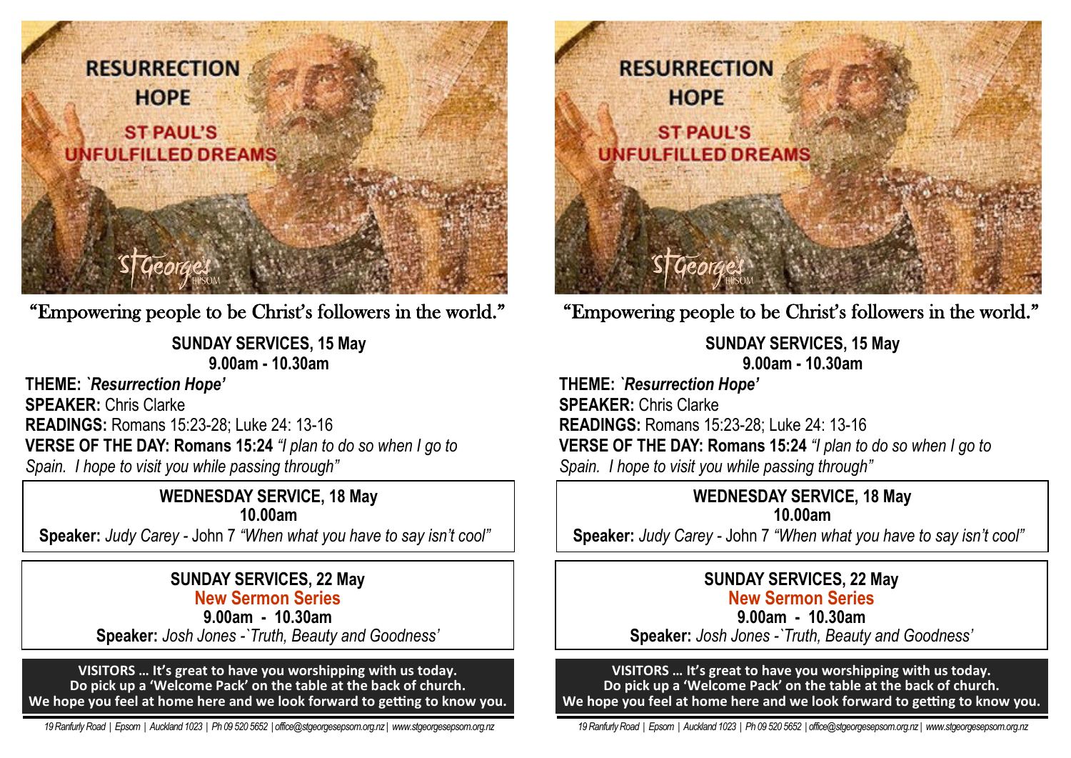RESURRECTION HOPE

ST PAUL'S UNFULFILLED DREAMS

St George's EPSOM

"Empowering people to be Christ's followers in the world."

**SUNDAY SERVICES, 15 May**
**9.00am - 10.30am**

**THEME:** ***`Resurrection Hope'***
**SPEAKER:** Chris Clarke
**READINGS:** Romans 15:23-28; Luke 24: 13-16
**VERSE OF THE DAY: Romans 15:24** *"I plan to do so when I go to Spain. I hope to visit you while passing through"*

**WEDNESDAY SERVICE, 18 May**
**10.00am**
**Speaker:** *Judy Carey* - John 7 *"When what you have to say isn't cool"*

**SUNDAY SERVICES, 22 May**
**New Sermon Series**
**9.00am - 10.30am**
**Speaker:** *Josh Jones -`Truth, Beauty and Goodness'*

**VISITORS … It's great to have you worshipping with us today.**
**Do pick up a 'Welcome Pack' on the table at the back of church.**
**We hope you feel at home here and we look forward to getting to know you.**

*19 Ranfurly Road | Epsom | Auckland 1023 | Ph 09 520 5652 | office@stgeorgesepsom.org.nz | www.stgeorgesepsom.org.nz*

RESURRECTION HOPE

ST PAUL'S UNFULFILLED DREAMS

St George's EPSOM

"Empowering people to be Christ's followers in the world."

**SUNDAY SERVICES, 15 May**
**9.00am - 10.30am**

**THEME:** ***`Resurrection Hope'***
**SPEAKER:** Chris Clarke
**READINGS:** Romans 15:23-28; Luke 24: 13-16
**VERSE OF THE DAY: Romans 15:24** *"I plan to do so when I go to Spain. I hope to visit you while passing through"*

**WEDNESDAY SERVICE, 18 May**
**10.00am**
**Speaker:** *Judy Carey* - John 7 *"When what you have to say isn't cool"*

**SUNDAY SERVICES, 22 May**
**New Sermon Series**
**9.00am - 10.30am**
**Speaker:** *Josh Jones -`Truth, Beauty and Goodness'*

**VISITORS … It's great to have you worshipping with us today.**
**Do pick up a 'Welcome Pack' on the table at the back of church.**
**We hope you feel at home here and we look forward to getting to know you.**

*19 Ranfurly Road | Epsom | Auckland 1023 | Ph 09 520 5652 | office@stgeorgesepsom.org.nz | www.stgeorgesepsom.org.nz*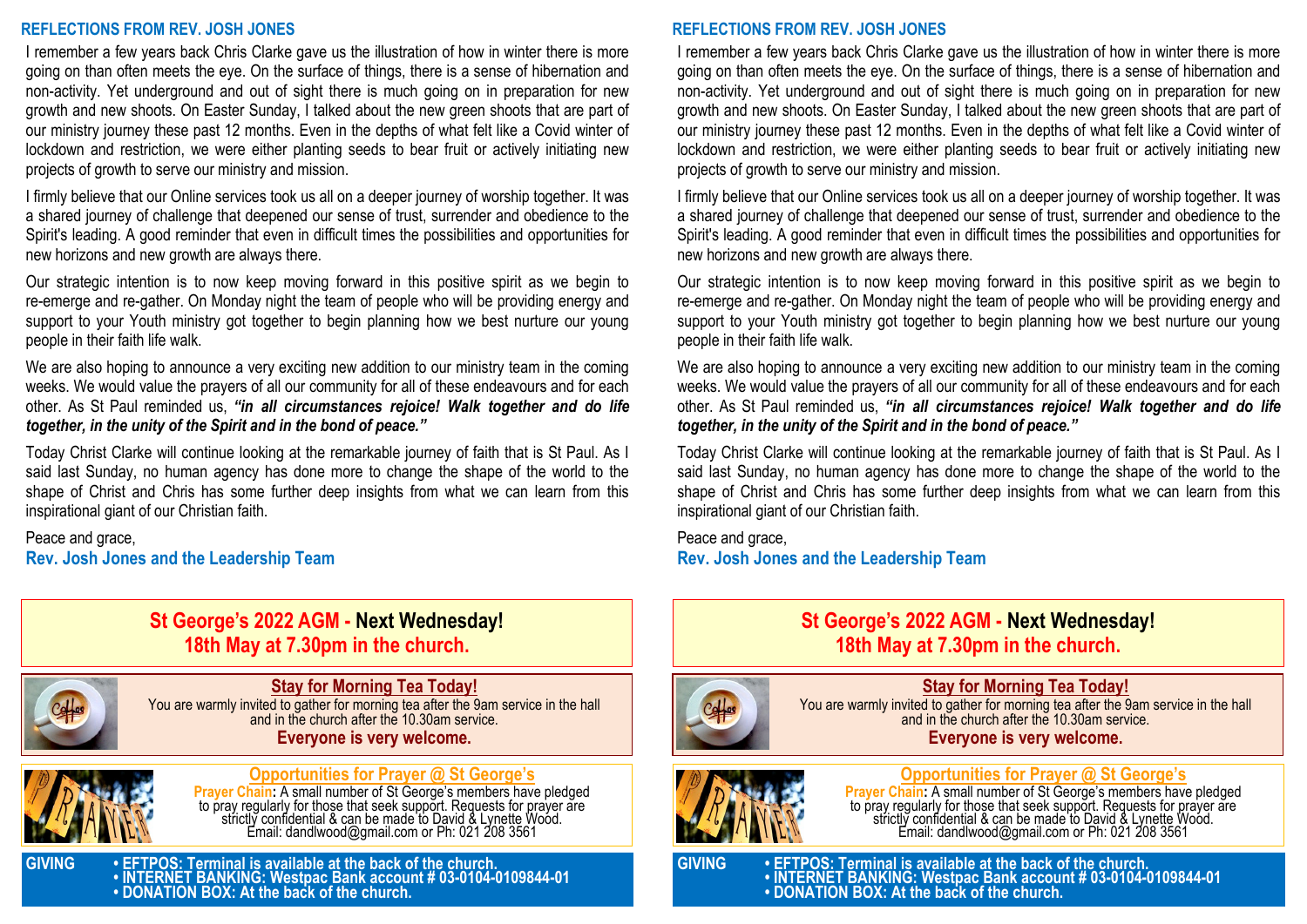## REFLECTIONS FROM REV. JOSH JONES

I remember a few years back Chris Clarke gave us the illustration of how in winter there is more going on than often meets the eye. On the surface of things, there is a sense of hibernation and non-activity. Yet underground and out of sight there is much going on in preparation for new growth and new shoots. On Easter Sunday, I talked about the new green shoots that are part of our ministry journey these past 12 months. Even in the depths of what felt like a Covid winter of lockdown and restriction, we were either planting seeds to bear fruit or actively initiating new projects of growth to serve our ministry and mission.

I firmly believe that our Online services took us all on a deeper journey of worship together. It was a shared journey of challenge that deepened our sense of trust, surrender and obedience to the Spirit's leading. A good reminder that even in difficult times the possibilities and opportunities for new horizons and new growth are always there.

Our strategic intention is to now keep moving forward in this positive spirit as we begin to re-emerge and re-gather. On Monday night the team of people who will be providing energy and support to your Youth ministry got together to begin planning how we best nurture our young people in their faith life walk.

We are also hoping to announce a very exciting new addition to our ministry team in the coming weeks. We would value the prayers of all our community for all of these endeavours and for each other. As St Paul reminded us, ***"in all circumstances rejoice! Walk together and do life together, in the unity of the Spirit and in the bond of peace."***

Today Christ Clarke will continue looking at the remarkable journey of faith that is St Paul. As I said last Sunday, no human agency has done more to change the shape of the world to the shape of Christ and Chris has some further deep insights from what we can learn from this inspirational giant of our Christian faith.

Peace and grace,
**Rev. Josh Jones and the Leadership Team**

**St George's 2022 AGM - Next Wednesday!**
**18th May at 7.30pm in the church.**

**Stay for Morning Tea Today!**
You are warmly invited to gather for morning tea after the 9am service in the hall and in the church after the 10.30am service.
**Everyone is very welcome.**

**Opportunities for Prayer @ St George's**
**Prayer Chain:** A small number of St George's members have pledged to pray regularly for those that seek support. Requests for prayer are strictly confidential & can be made to David & Lynette Wood.
Email: dandlwood@gmail.com or Ph: 021 208 3561

**GIVING**
- **EFTPOS: Terminal is available at the back of the church.**
- **INTERNET BANKING: Westpac Bank account # 03-0104-0109844-01**
- **DONATION BOX: At the back of the church.**

## REFLECTIONS FROM REV. JOSH JONES

I remember a few years back Chris Clarke gave us the illustration of how in winter there is more going on than often meets the eye. On the surface of things, there is a sense of hibernation and non-activity. Yet underground and out of sight there is much going on in preparation for new growth and new shoots. On Easter Sunday, I talked about the new green shoots that are part of our ministry journey these past 12 months. Even in the depths of what felt like a Covid winter of lockdown and restriction, we were either planting seeds to bear fruit or actively initiating new projects of growth to serve our ministry and mission.

I firmly believe that our Online services took us all on a deeper journey of worship together. It was a shared journey of challenge that deepened our sense of trust, surrender and obedience to the Spirit's leading. A good reminder that even in difficult times the possibilities and opportunities for new horizons and new growth are always there.

Our strategic intention is to now keep moving forward in this positive spirit as we begin to re-emerge and re-gather. On Monday night the team of people who will be providing energy and support to your Youth ministry got together to begin planning how we best nurture our young people in their faith life walk.

We are also hoping to announce a very exciting new addition to our ministry team in the coming weeks. We would value the prayers of all our community for all of these endeavours and for each other. As St Paul reminded us, ***"in all circumstances rejoice! Walk together and do life together, in the unity of the Spirit and in the bond of peace."***

Today Christ Clarke will continue looking at the remarkable journey of faith that is St Paul. As I said last Sunday, no human agency has done more to change the shape of the world to the shape of Christ and Chris has some further deep insights from what we can learn from this inspirational giant of our Christian faith.

Peace and grace,
**Rev. Josh Jones and the Leadership Team**

**St George's 2022 AGM - Next Wednesday!**
**18th May at 7.30pm in the church.**

**Stay for Morning Tea Today!**
You are warmly invited to gather for morning tea after the 9am service in the hall and in the church after the 10.30am service.
**Everyone is very welcome.**

**Opportunities for Prayer @ St George's**
**Prayer Chain:** A small number of St George's members have pledged to pray regularly for those that seek support. Requests for prayer are strictly confidential & can be made to David & Lynette Wood.
Email: dandlwood@gmail.com or Ph: 021 208 3561

**GIVING**
- **EFTPOS: Terminal is available at the back of the church.**
- **INTERNET BANKING: Westpac Bank account # 03-0104-0109844-01**
- **DONATION BOX: At the back of the church.**